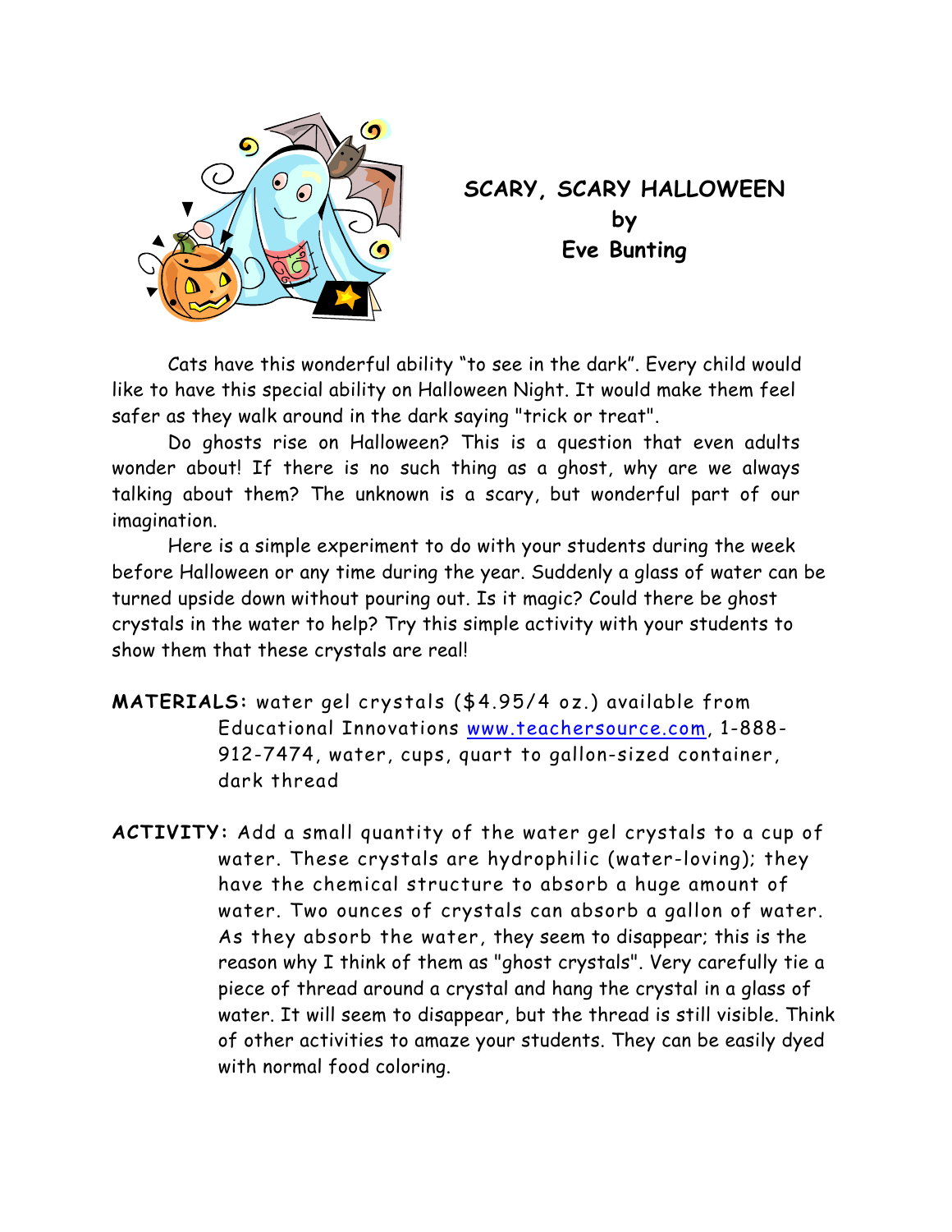# SCARY, SCARY HALLOWEEN

by

**Eve Bunting**

Cats have this wonderful ability "to see in the dark". Every child would like to have this special ability on Halloween Night. It would make them feel safer as they walk around in the dark saying "trick or treat".

Do ghosts rise on Halloween? This is a question that even adults wonder about! If there is no such thing as a ghost, why are we always talking about them? The unknown is a scary, but wonderful part of our imagination.

Here is a simple experiment to do with your students during the week before Halloween or any time during the year. Suddenly a glass of water can be turned upside down without pouring out. Is it magic? Could there be ghost crystals in the water to help? Try this simple activity with your students to show them that these crystals are real!

**MATERIALS:** water gel crystals ($4.95/4 oz.) available from Educational Innovations www.teachersource.com, 1-888-912-7474, water, cups, quart to gallon-sized container, dark thread

**ACTIVITY:** Add a small quantity of the water gel crystals to a cup of water. These crystals are hydrophilic (water-loving); they have the chemical structure to absorb a huge amount of water. Two ounces of crystals can absorb a gallon of water. As they absorb the water, they seem to disappear; this is the reason why I think of them as "ghost crystals". Very carefully tie a piece of thread around a crystal and hang the crystal in a glass of water. It will seem to disappear, but the thread is still visible. Think of other activities to amaze your students. They can be easily dyed with normal food coloring.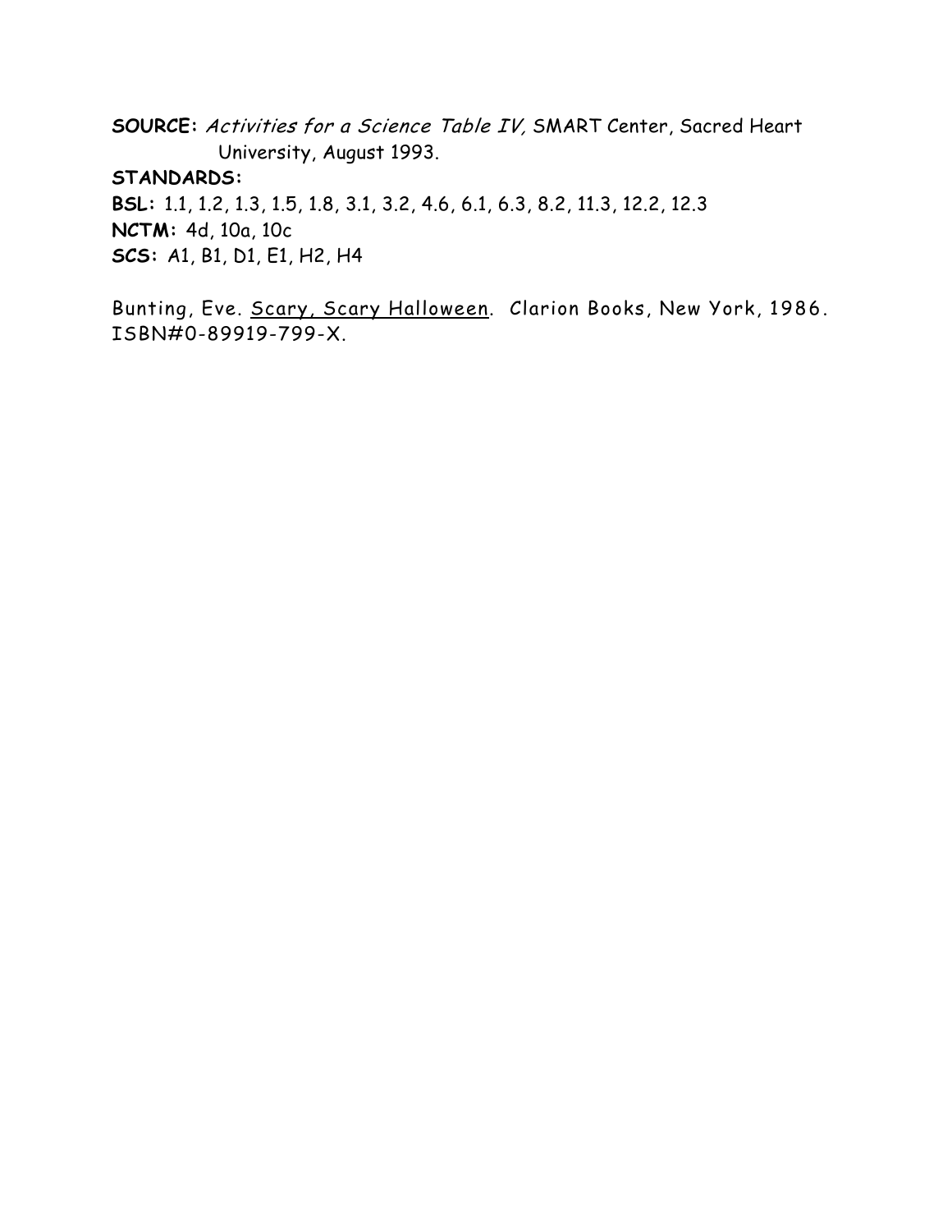**SOURCE:** *Activities for a Science Table IV,* SMART Center, Sacred Heart University, August 1993.

**STANDARDS:**

**BSL:** 1.1, 1.2, 1.3, 1.5, 1.8, 3.1, 3.2, 4.6, 6.1, 6.3, 8.2, 11.3, 12.2, 12.3

**NCTM:** 4d, 10a, 10c

**SCS:** A1, B1, D1, E1, H2, H4

Bunting, Eve. <u>Scary, Scary Halloween</u>. Clarion Books, New York, 1986. ISBN#0-89919-799-X.